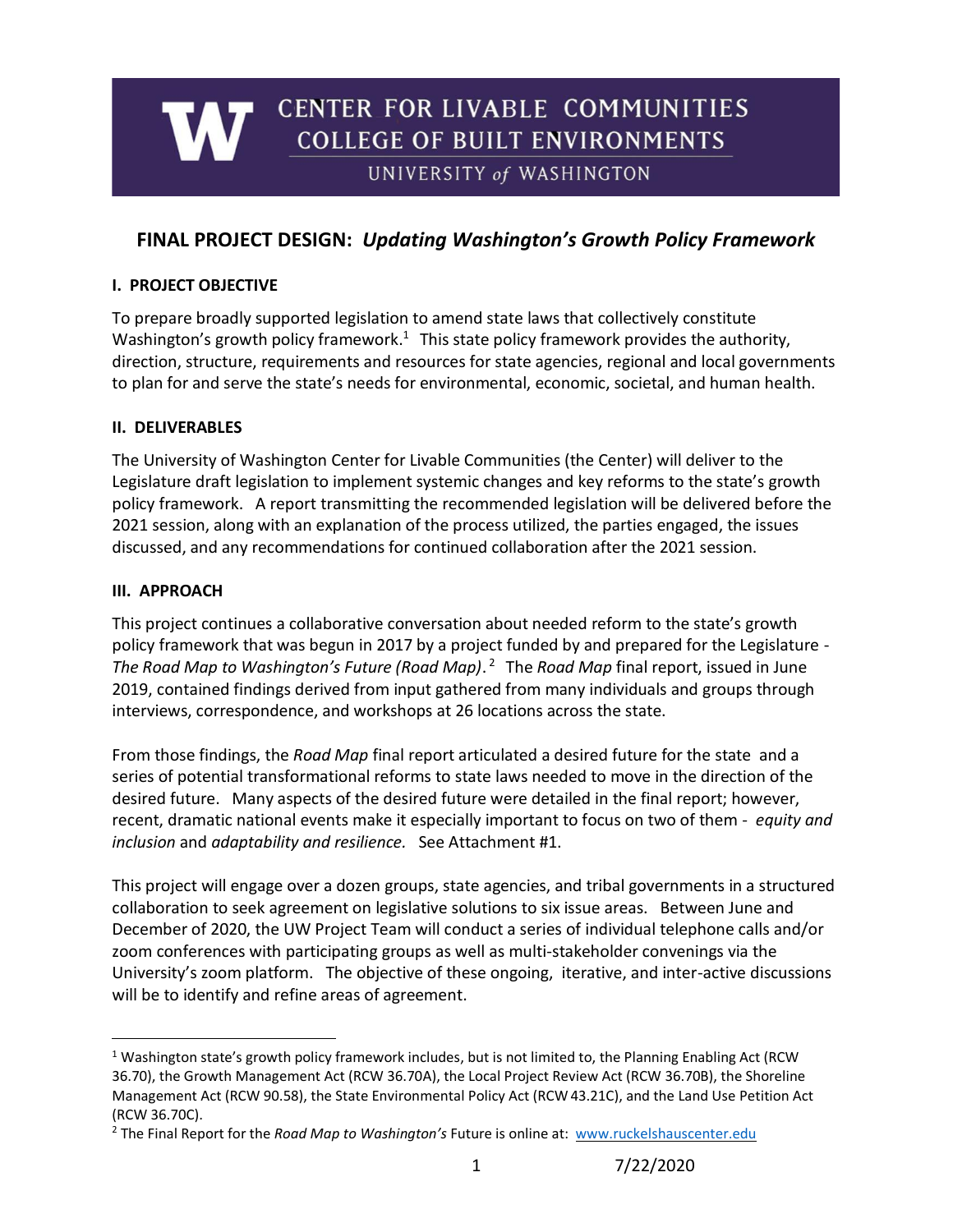CENTER FOR LIVABLE COMMUNITIES
COLLEGE OF BUILT ENVIRONMENTS
UNIVERSITY *of* WASHINGTON

# FINAL PROJECT DESIGN: *Updating Washington's Growth Policy Framework*

## I. PROJECT OBJECTIVE

To prepare broadly supported legislation to amend state laws that collectively constitute Washington's growth policy framework.[1] This state policy framework provides the authority, direction, structure, requirements and resources for state agencies, regional and local governments to plan for and serve the state's needs for environmental, economic, societal, and human health.

## II. DELIVERABLES

The University of Washington Center for Livable Communities (the Center) will deliver to the Legislature draft legislation to implement systemic changes and key reforms to the state's growth policy framework. A report transmitting the recommended legislation will be delivered before the 2021 session, along with an explanation of the process utilized, the parties engaged, the issues discussed, and any recommendations for continued collaboration after the 2021 session.

## III. APPROACH

This project continues a collaborative conversation about needed reform to the state's growth policy framework that was begun in 2017 by a project funded by and prepared for the Legislature - *The Road Map to Washington's Future (Road Map)*.[2] The *Road Map* final report, issued in June 2019, contained findings derived from input gathered from many individuals and groups through interviews, correspondence, and workshops at 26 locations across the state.

From those findings, the *Road Map* final report articulated a desired future for the state and a series of potential transformational reforms to state laws needed to move in the direction of the desired future. Many aspects of the desired future were detailed in the final report; however, recent, dramatic national events make it especially important to focus on two of them - *equity and inclusion* and *adaptability and resilience.* See Attachment #1.

This project will engage over a dozen groups, state agencies, and tribal governments in a structured collaboration to seek agreement on legislative solutions to six issue areas. Between June and December of 2020, the UW Project Team will conduct a series of individual telephone calls and/or zoom conferences with participating groups as well as multi-stakeholder convenings via the University's zoom platform. The objective of these ongoing, iterative, and inter-active discussions will be to identify and refine areas of agreement.

---

[1] Washington state's growth policy framework includes, but is not limited to, the Planning Enabling Act (RCW 36.70), the Growth Management Act (RCW 36.70A), the Local Project Review Act (RCW 36.70B), the Shoreline Management Act (RCW 90.58), the State Environmental Policy Act (RCW 43.21C), and the Land Use Petition Act (RCW 36.70C).

[2] The Final Report for the *Road Map to Washington's* Future is online at: www.ruckelshauscenter.edu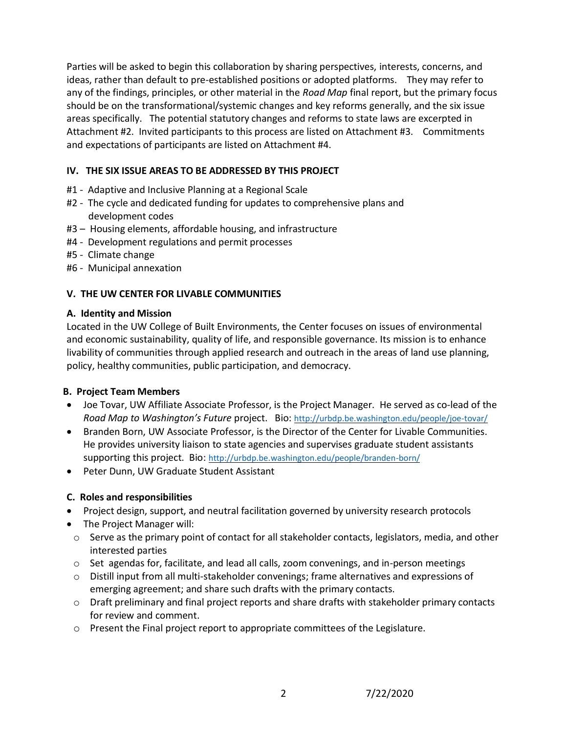Parties will be asked to begin this collaboration by sharing perspectives, interests, concerns, and ideas, rather than default to pre-established positions or adopted platforms. They may refer to any of the findings, principles, or other material in the *Road Map* final report, but the primary focus should be on the transformational/systemic changes and key reforms generally, and the six issue areas specifically. The potential statutory changes and reforms to state laws are excerpted in Attachment #2. Invited participants to this process are listed on Attachment #3. Commitments and expectations of participants are listed on Attachment #4.

## IV. THE SIX ISSUE AREAS TO BE ADDRESSED BY THIS PROJECT

#1 - Adaptive and Inclusive Planning at a Regional Scale
#2 - The cycle and dedicated funding for updates to comprehensive plans and development codes
#3 – Housing elements, affordable housing, and infrastructure
#4 - Development regulations and permit processes
#5 - Climate change
#6 - Municipal annexation

## V. THE UW CENTER FOR LIVABLE COMMUNITIES

### A. Identity and Mission

Located in the UW College of Built Environments, the Center focuses on issues of environmental and economic sustainability, quality of life, and responsible governance. Its mission is to enhance livability of communities through applied research and outreach in the areas of land use planning, policy, healthy communities, public participation, and democracy.

### B. Project Team Members

- Joe Tovar, UW Affiliate Associate Professor, is the Project Manager. He served as co-lead of the *Road Map to Washington's Future* project. Bio: http://urbdp.be.washington.edu/people/joe-tovar/
- Branden Born, UW Associate Professor, is the Director of the Center for Livable Communities. He provides university liaison to state agencies and supervises graduate student assistants supporting this project. Bio: http://urbdp.be.washington.edu/people/branden-born/
- Peter Dunn, UW Graduate Student Assistant

### C. Roles and responsibilities

- Project design, support, and neutral facilitation governed by university research protocols
- The Project Manager will:
  - Serve as the primary point of contact for all stakeholder contacts, legislators, media, and other interested parties
  - Set agendas for, facilitate, and lead all calls, zoom convenings, and in-person meetings
  - Distill input from all multi-stakeholder convenings; frame alternatives and expressions of emerging agreement; and share such drafts with the primary contacts.
  - Draft preliminary and final project reports and share drafts with stakeholder primary contacts for review and comment.
  - Present the Final project report to appropriate committees of the Legislature.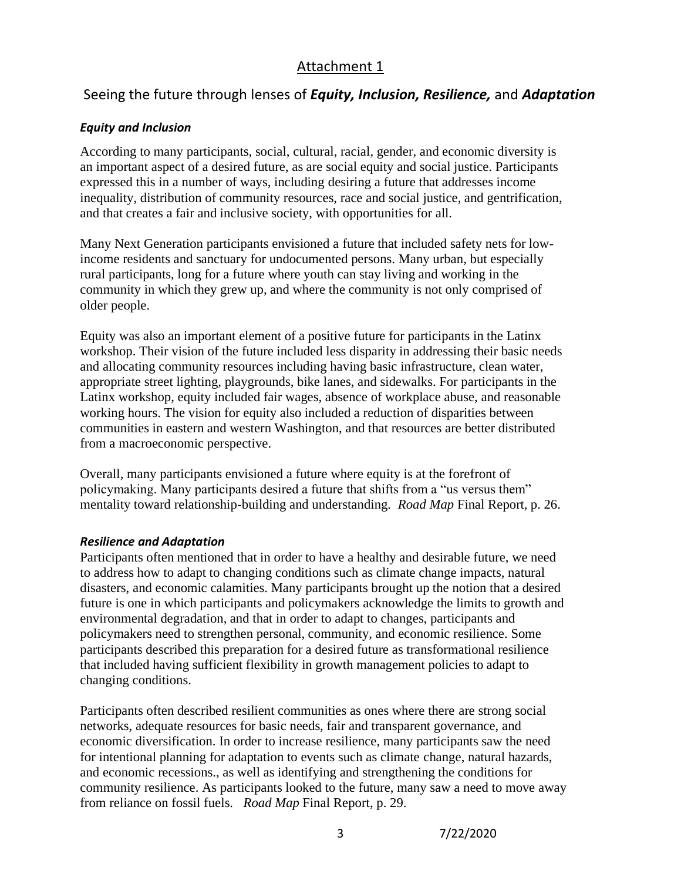## Attachment 1

## Seeing the future through lenses of ***Equity, Inclusion, Resilience,*** and ***Adaptation***

### ***Equity and Inclusion***

According to many participants, social, cultural, racial, gender, and economic diversity is an important aspect of a desired future, as are social equity and social justice. Participants expressed this in a number of ways, including desiring a future that addresses income inequality, distribution of community resources, race and social justice, and gentrification, and that creates a fair and inclusive society, with opportunities for all.

Many Next Generation participants envisioned a future that included safety nets for low-income residents and sanctuary for undocumented persons. Many urban, but especially rural participants, long for a future where youth can stay living and working in the community in which they grew up, and where the community is not only comprised of older people.

Equity was also an important element of a positive future for participants in the Latinx workshop. Their vision of the future included less disparity in addressing their basic needs and allocating community resources including having basic infrastructure, clean water, appropriate street lighting, playgrounds, bike lanes, and sidewalks. For participants in the Latinx workshop, equity included fair wages, absence of workplace abuse, and reasonable working hours. The vision for equity also included a reduction of disparities between communities in eastern and western Washington, and that resources are better distributed from a macroeconomic perspective.

Overall, many participants envisioned a future where equity is at the forefront of policymaking. Many participants desired a future that shifts from a "us versus them" mentality toward relationship-building and understanding. *Road Map* Final Report, p. 26.

### ***Resilience and Adaptation***

Participants often mentioned that in order to have a healthy and desirable future, we need to address how to adapt to changing conditions such as climate change impacts, natural disasters, and economic calamities. Many participants brought up the notion that a desired future is one in which participants and policymakers acknowledge the limits to growth and environmental degradation, and that in order to adapt to changes, participants and policymakers need to strengthen personal, community, and economic resilience. Some participants described this preparation for a desired future as transformational resilience that included having sufficient flexibility in growth management policies to adapt to changing conditions.

Participants often described resilient communities as ones where there are strong social networks, adequate resources for basic needs, fair and transparent governance, and economic diversification. In order to increase resilience, many participants saw the need for intentional planning for adaptation to events such as climate change, natural hazards, and economic recessions., as well as identifying and strengthening the conditions for community resilience. As participants looked to the future, many saw a need to move away from reliance on fossil fuels. *Road Map* Final Report, p. 29.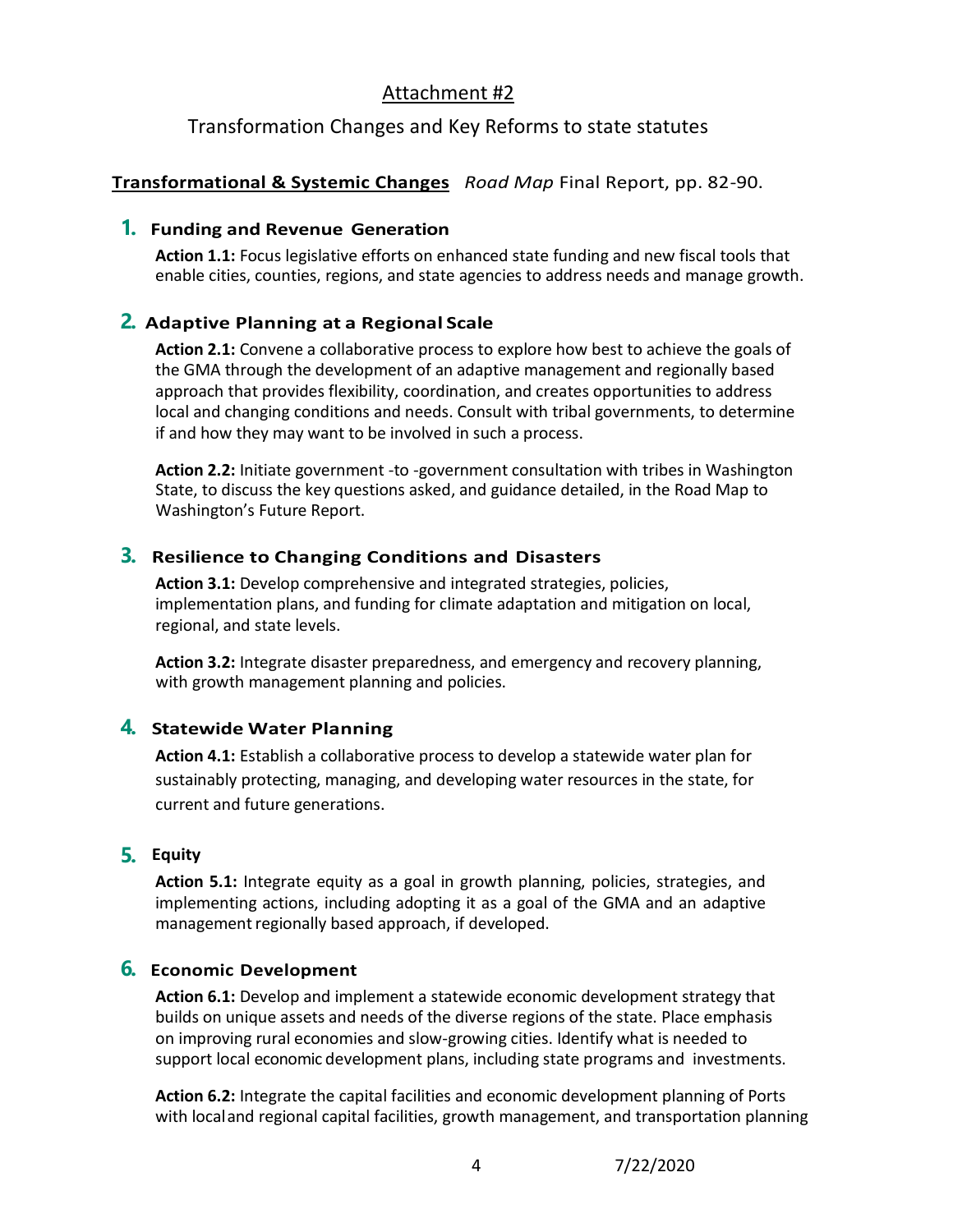# Attachment #2

## Transformation Changes and Key Reforms to state statutes

**Transformational & Systemic Changes** *Road Map* Final Report, pp. 82-90.

### 1. Funding and Revenue Generation

**Action 1.1:** Focus legislative efforts on enhanced state funding and new fiscal tools that enable cities, counties, regions, and state agencies to address needs and manage growth.

### 2. Adaptive Planning at a Regional Scale

**Action 2.1:** Convene a collaborative process to explore how best to achieve the goals of the GMA through the development of an adaptive management and regionally based approach that provides flexibility, coordination, and creates opportunities to address local and changing conditions and needs. Consult with tribal governments, to determine if and how they may want to be involved in such a process.

**Action 2.2:** Initiate government -to -government consultation with tribes in Washington State, to discuss the key questions asked, and guidance detailed, in the Road Map to Washington's Future Report.

### 3. Resilience to Changing Conditions and Disasters

**Action 3.1:** Develop comprehensive and integrated strategies, policies, implementation plans, and funding for climate adaptation and mitigation on local, regional, and state levels.

**Action 3.2:** Integrate disaster preparedness, and emergency and recovery planning, with growth management planning and policies.

### 4. Statewide Water Planning

**Action 4.1:** Establish a collaborative process to develop a statewide water plan for sustainably protecting, managing, and developing water resources in the state, for current and future generations.

### 5. Equity

**Action 5.1:** Integrate equity as a goal in growth planning, policies, strategies, and implementing actions, including adopting it as a goal of the GMA and an adaptive management regionally based approach, if developed.

### 6. Economic Development

**Action 6.1:** Develop and implement a statewide economic development strategy that builds on unique assets and needs of the diverse regions of the state. Place emphasis on improving rural economies and slow-growing cities. Identify what is needed to support local economic development plans, including state programs and investments.

**Action 6.2:** Integrate the capital facilities and economic development planning of Ports with local and regional capital facilities, growth management, and transportation planning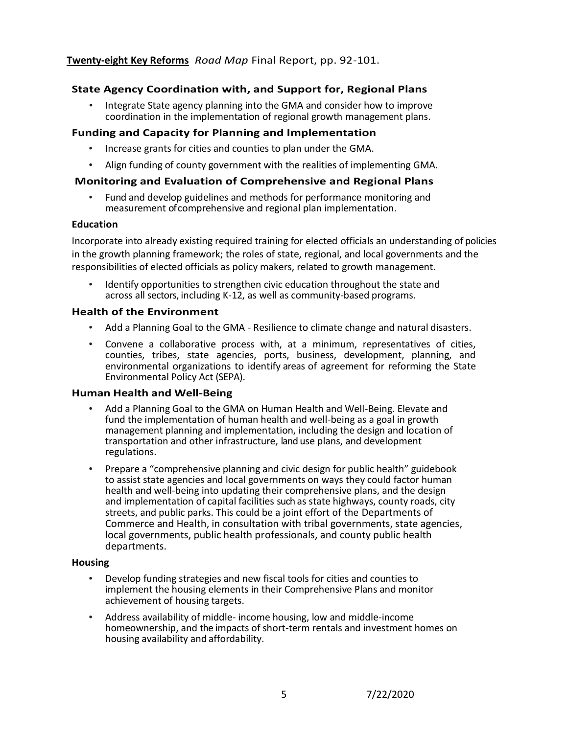**Twenty-eight Key Reforms** *Road Map* Final Report, pp. 92-101.

### State Agency Coordination with, and Support for, Regional Plans

- Integrate State agency planning into the GMA and consider how to improve coordination in the implementation of regional growth management plans.

### Funding and Capacity for Planning and Implementation

- Increase grants for cities and counties to plan under the GMA.
- Align funding of county government with the realities of implementing GMA.

### Monitoring and Evaluation of Comprehensive and Regional Plans

- Fund and develop guidelines and methods for performance monitoring and measurement of comprehensive and regional plan implementation.

#### Education

Incorporate into already existing required training for elected officials an understanding of policies in the growth planning framework; the roles of state, regional, and local governments and the responsibilities of elected officials as policy makers, related to growth management.

- Identify opportunities to strengthen civic education throughout the state and across all sectors, including K-12, as well as community-based programs.

### Health of the Environment

- Add a Planning Goal to the GMA - Resilience to climate change and natural disasters.
- Convene a collaborative process with, at a minimum, representatives of cities, counties, tribes, state agencies, ports, business, development, planning, and environmental organizations to identify areas of agreement for reforming the State Environmental Policy Act (SEPA).

### Human Health and Well-Being

- Add a Planning Goal to the GMA on Human Health and Well-Being. Elevate and fund the implementation of human health and well-being as a goal in growth management planning and implementation, including the design and location of transportation and other infrastructure, land use plans, and development regulations.
- Prepare a "comprehensive planning and civic design for public health" guidebook to assist state agencies and local governments on ways they could factor human health and well-being into updating their comprehensive plans, and the design and implementation of capital facilities such as state highways, county roads, city streets, and public parks. This could be a joint effort of the Departments of Commerce and Health, in consultation with tribal governments, state agencies, local governments, public health professionals, and county public health departments.

#### Housing

- Develop funding strategies and new fiscal tools for cities and counties to implement the housing elements in their Comprehensive Plans and monitor achievement of housing targets.
- Address availability of middle- income housing, low and middle-income homeownership, and the impacts of short-term rentals and investment homes on housing availability and affordability.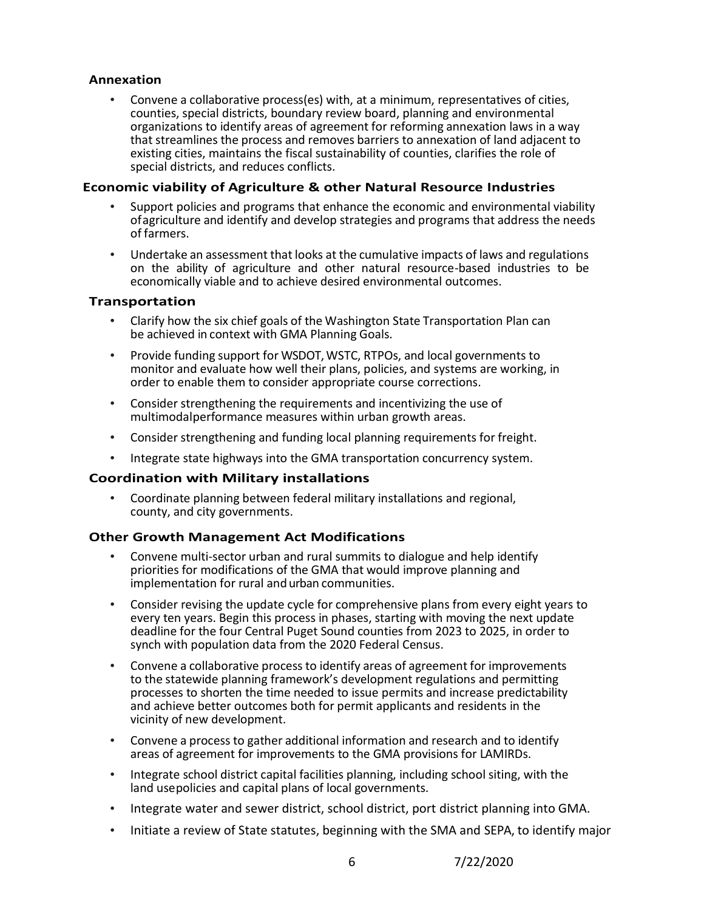### Annexation

- Convene a collaborative process(es) with, at a minimum, representatives of cities, counties, special districts, boundary review board, planning and environmental organizations to identify areas of agreement for reforming annexation laws in a way that streamlines the process and removes barriers to annexation of land adjacent to existing cities, maintains the fiscal sustainability of counties, clarifies the role of special districts, and reduces conflicts.

### Economic viability of Agriculture & other Natural Resource Industries

- Support policies and programs that enhance the economic and environmental viability of agriculture and identify and develop strategies and programs that address the needs of farmers.
- Undertake an assessment that looks at the cumulative impacts of laws and regulations on the ability of agriculture and other natural resource-based industries to be economically viable and to achieve desired environmental outcomes.

### Transportation

- Clarify how the six chief goals of the Washington State Transportation Plan can be achieved in context with GMA Planning Goals.
- Provide funding support for WSDOT, WSTC, RTPOs, and local governments to monitor and evaluate how well their plans, policies, and systems are working, in order to enable them to consider appropriate course corrections.
- Consider strengthening the requirements and incentivizing the use of multimodal performance measures within urban growth areas.
- Consider strengthening and funding local planning requirements for freight.
- Integrate state highways into the GMA transportation concurrency system.

### Coordination with Military installations

- Coordinate planning between federal military installations and regional, county, and city governments.

### Other Growth Management Act Modifications

- Convene multi-sector urban and rural summits to dialogue and help identify priorities for modifications of the GMA that would improve planning and implementation for rural and urban communities.
- Consider revising the update cycle for comprehensive plans from every eight years to every ten years. Begin this process in phases, starting with moving the next update deadline for the four Central Puget Sound counties from 2023 to 2025, in order to synch with population data from the 2020 Federal Census.
- Convene a collaborative process to identify areas of agreement for improvements to the statewide planning framework's development regulations and permitting processes to shorten the time needed to issue permits and increase predictability and achieve better outcomes both for permit applicants and residents in the vicinity of new development.
- Convene a process to gather additional information and research and to identify areas of agreement for improvements to the GMA provisions for LAMIRDs.
- Integrate school district capital facilities planning, including school siting, with the land use policies and capital plans of local governments.
- Integrate water and sewer district, school district, port district planning into GMA.
- Initiate a review of State statutes, beginning with the SMA and SEPA, to identify major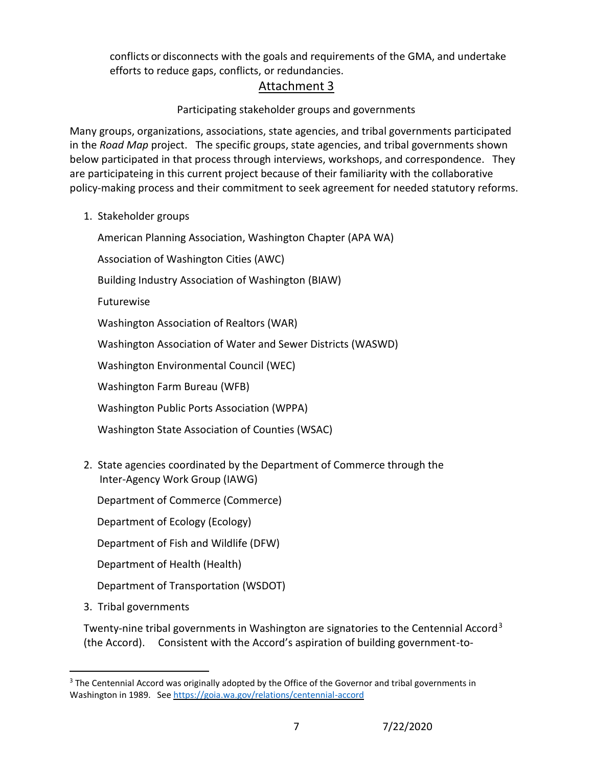conflicts or disconnects with the goals and requirements of the GMA, and undertake efforts to reduce gaps, conflicts, or redundancies.

## Attachment 3

Participating stakeholder groups and governments

Many groups, organizations, associations, state agencies, and tribal governments participated in the *Road Map* project. The specific groups, state agencies, and tribal governments shown below participated in that process through interviews, workshops, and correspondence. They are participateing in this current project because of their familiarity with the collaborative policy-making process and their commitment to seek agreement for needed statutory reforms.

1. Stakeholder groups

   American Planning Association, Washington Chapter (APA WA)

   Association of Washington Cities (AWC)

   Building Industry Association of Washington (BIAW)

   Futurewise

   Washington Association of Realtors (WAR)

   Washington Association of Water and Sewer Districts (WASWD)

   Washington Environmental Council (WEC)

   Washington Farm Bureau (WFB)

   Washington Public Ports Association (WPPA)

   Washington State Association of Counties (WSAC)

2. State agencies coordinated by the Department of Commerce through the Inter-Agency Work Group (IAWG)

   Department of Commerce (Commerce)

   Department of Ecology (Ecology)

   Department of Fish and Wildlife (DFW)

   Department of Health (Health)

   Department of Transportation (WSDOT)

3. Tribal governments

   Twenty-nine tribal governments in Washington are signatories to the Centennial Accord[3] (the Accord). Consistent with the Accord's aspiration of building government-to-

[3] The Centennial Accord was originally adopted by the Office of the Governor and tribal governments in Washington in 1989. See https://goia.wa.gov/relations/centennial-accord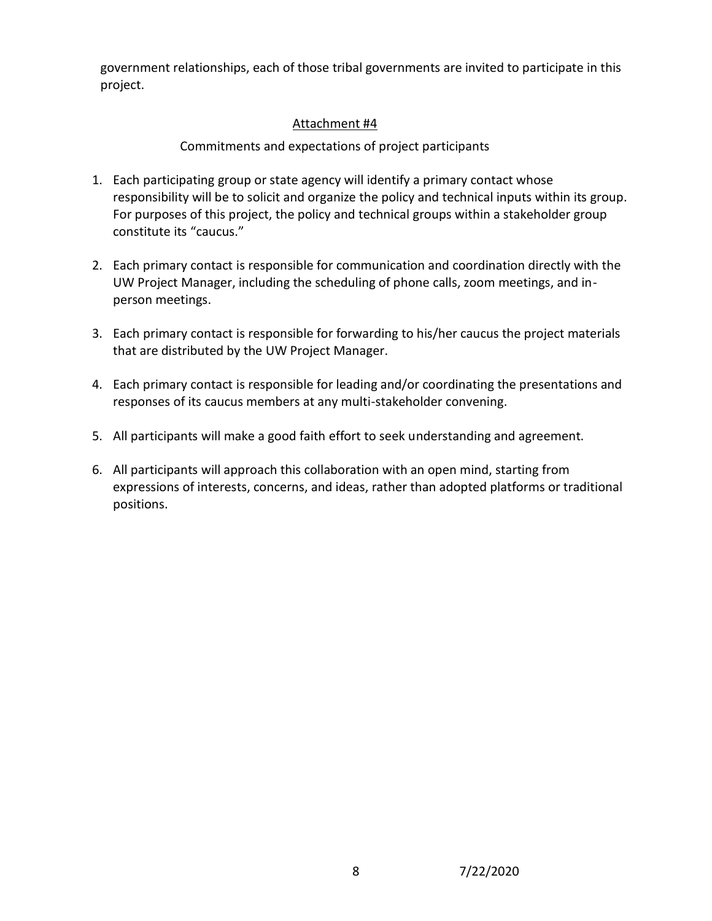government relationships, each of those tribal governments are invited to participate in this project.

## Attachment #4

Commitments and expectations of project participants

1. Each participating group or state agency will identify a primary contact whose responsibility will be to solicit and organize the policy and technical inputs within its group. For purposes of this project, the policy and technical groups within a stakeholder group constitute its "caucus."

2. Each primary contact is responsible for communication and coordination directly with the UW Project Manager, including the scheduling of phone calls, zoom meetings, and in-person meetings.

3. Each primary contact is responsible for forwarding to his/her caucus the project materials that are distributed by the UW Project Manager.

4. Each primary contact is responsible for leading and/or coordinating the presentations and responses of its caucus members at any multi-stakeholder convening.

5. All participants will make a good faith effort to seek understanding and agreement.

6. All participants will approach this collaboration with an open mind, starting from expressions of interests, concerns, and ideas, rather than adopted platforms or traditional positions.